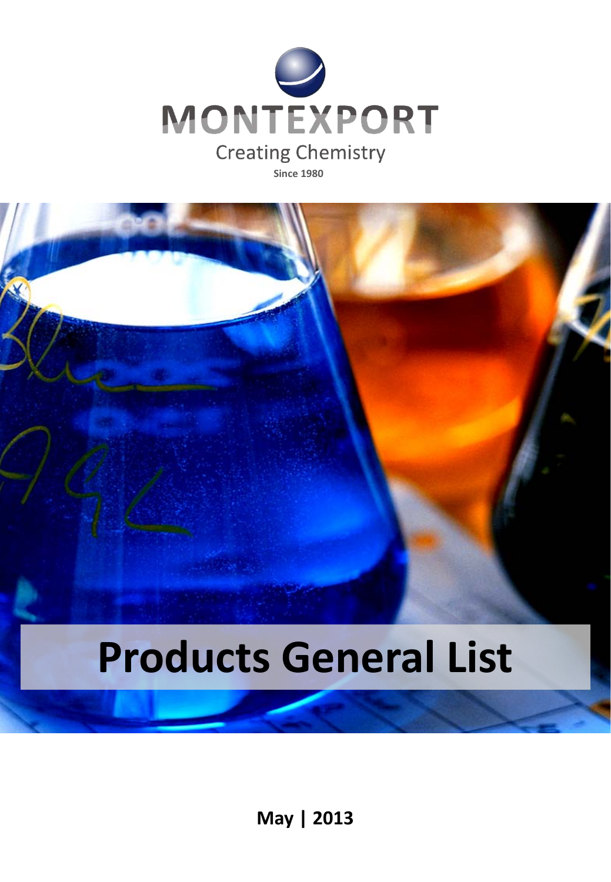MONTEXPORT

Creating Chemistry

**Since 1980**

# Products General List

**May | 2013**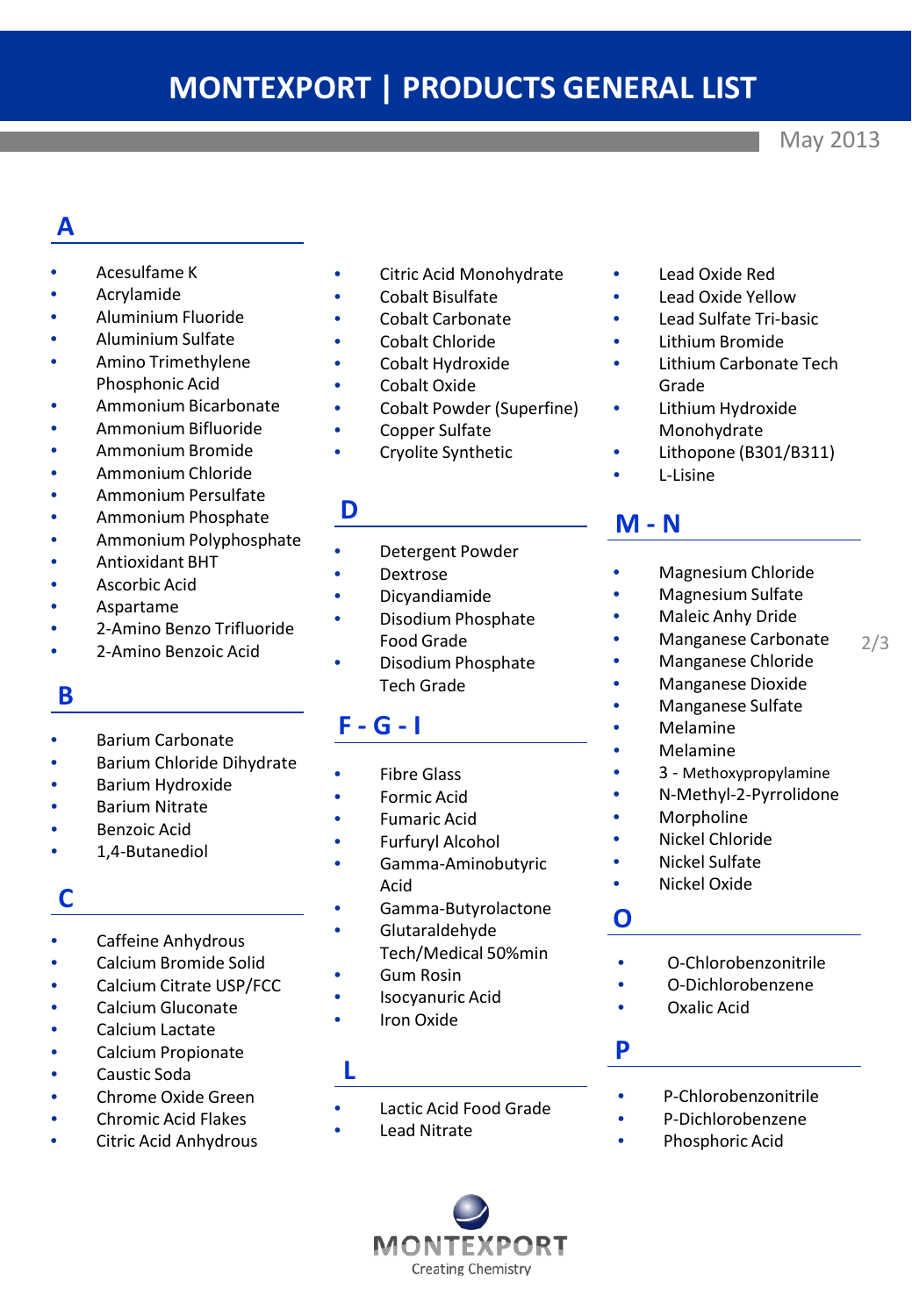# MONTEXPORT | PRODUCTS GENERAL LIST

May 2013

## A

- Acesulfame K
- Acrylamide
- Aluminium Fluoride
- Aluminium Sulfate
- Amino Trimethylene Phosphonic Acid
- Ammonium Bicarbonate
- Ammonium Bifluoride
- Ammonium Bromide
- Ammonium Chloride
- Ammonium Persulfate
- Ammonium Phosphate
- Ammonium Polyphosphate
- Antioxidant BHT
- Ascorbic Acid
- Aspartame
- 2-Amino Benzo Trifluoride
- 2-Amino Benzoic Acid

## B

- Barium Carbonate
- Barium Chloride Dihydrate
- Barium Hydroxide
- Barium Nitrate
- Benzoic Acid
- 1,4-Butanediol

## C

- Caffeine Anhydrous
- Calcium Bromide Solid
- Calcium Citrate USP/FCC
- Calcium Gluconate
- Calcium Lactate
- Calcium Propionate
- Caustic Soda
- Chrome Oxide Green
- Chromic Acid Flakes
- Citric Acid Anhydrous
- Citric Acid Monohydrate
- Cobalt Bisulfate
- Cobalt Carbonate
- Cobalt Chloride
- Cobalt Hydroxide
- Cobalt Oxide
- Cobalt Powder (Superfine)
- Copper Sulfate
- Cryolite Synthetic

## D

- Detergent Powder
- Dextrose
- Dicyandiamide
- Disodium Phosphate Food Grade
- Disodium Phosphate Tech Grade

## F - G - I

- Fibre Glass
- Formic Acid
- Fumaric Acid
- Furfuryl Alcohol
- Gamma-Aminobutyric Acid
- Gamma-Butyrolactone
- Glutaraldehyde Tech/Medical 50%min
- Gum Rosin
- Isocyanuric Acid
- Iron Oxide

## L

- Lactic Acid Food Grade
- Lead Nitrate
- Lead Oxide Red
- Lead Oxide Yellow
- Lead Sulfate Tri-basic
- Lithium Bromide
- Lithium Carbonate Tech Grade
- Lithium Hydroxide Monohydrate
- Lithopone (B301/B311)
- L-Lisine

## M - N

- Magnesium Chloride
- Magnesium Sulfate
- Maleic Anhy Dride
- Manganese Carbonate
- Manganese Chloride
- Manganese Dioxide
- Manganese Sulfate
- Melamine
- Melamine
- 3 - Methoxypropylamine
- N-Methyl-2-Pyrrolidone
- Morpholine
- Nickel Chloride
- Nickel Sulfate
- Nickel Oxide

## O

- O-Chlorobenzonitrile
- O-Dichlorobenzene
- Oxalic Acid

## P

- P-Chlorobenzonitrile
- P-Dichlorobenzene
- Phosphoric Acid

MONTEXPORT
Creating Chemistry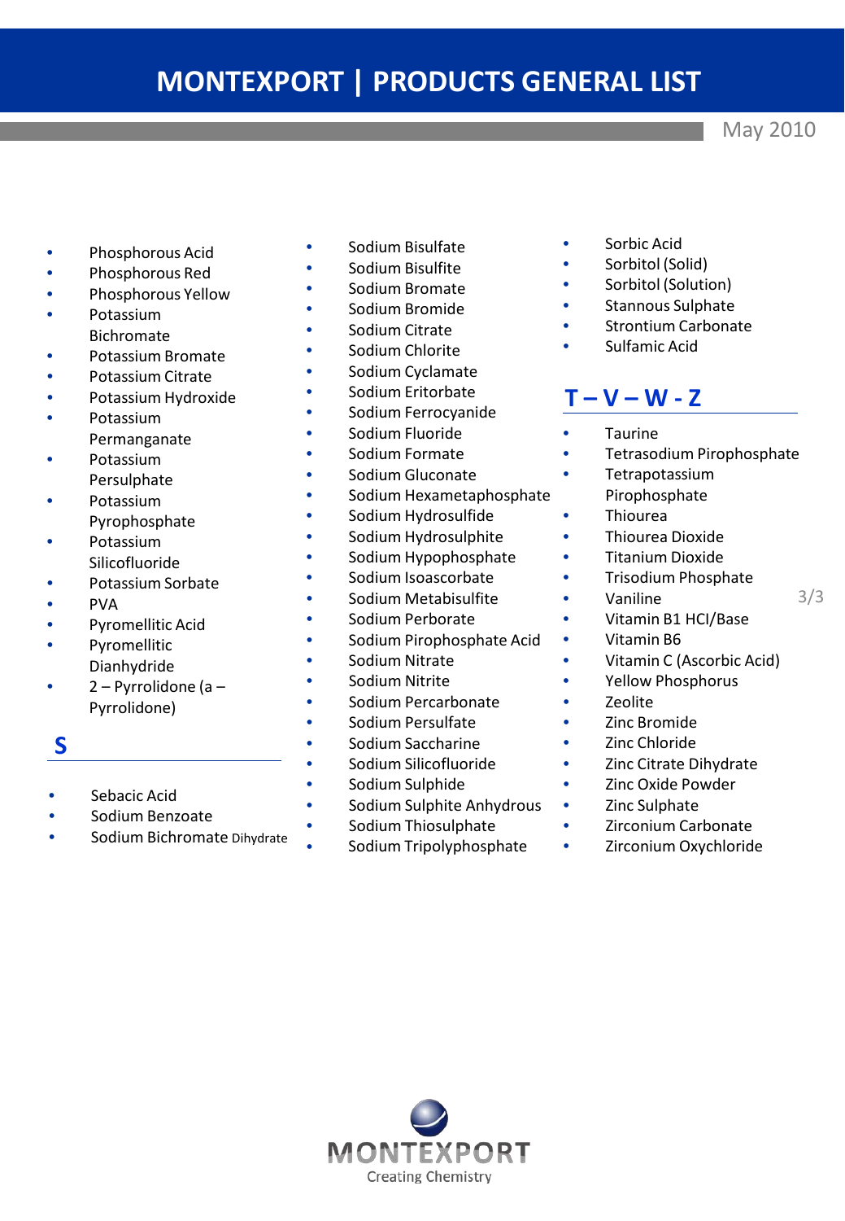# MONTEXPORT | PRODUCTS GENERAL LIST

May 2010

- Phosphorous Acid
- Phosphorous Red
- Phosphorous Yellow
- Potassium Bichromate
- Potassium Bromate
- Potassium Citrate
- Potassium Hydroxide
- Potassium Permanganate
- Potassium Persulphate
- Potassium Pyrophosphate
- Potassium Silicofluoride
- Potassium Sorbate
- PVA
- Pyromellitic Acid
- Pyromellitic Dianhydride
- 2 – Pyrrolidone (a – Pyrrolidone)

## S

- Sebacic Acid
- Sodium Benzoate
- Sodium Bichromate Dihydrate
- Sodium Bisulfate
- Sodium Bisulfite
- Sodium Bromate
- Sodium Bromide
- Sodium Citrate
- Sodium Chlorite
- Sodium Cyclamate
- Sodium Eritorbate
- Sodium Ferrocyanide
- Sodium Fluoride
- Sodium Formate
- Sodium Gluconate
- Sodium Hexametaphosphate
- Sodium Hydrosulfide
- Sodium Hydrosulphite
- Sodium Hypophosphate
- Sodium Isoascorbate
- Sodium Metabisulfite
- Sodium Perborate
- Sodium Pirophosphate Acid
- Sodium Nitrate
- Sodium Nitrite
- Sodium Percarbonate
- Sodium Persulfate
- Sodium Saccharine
- Sodium Silicofluoride
- Sodium Sulphide
- Sodium Sulphite Anhydrous
- Sodium Thiosulphate
- Sodium Tripolyphosphate
- Sorbic Acid
- Sorbitol (Solid)
- Sorbitol (Solution)
- Stannous Sulphate
- Strontium Carbonate
- Sulfamic Acid

## T – V – W - Z

- Taurine
- Tetrasodium Pirophosphate
- Tetrapotassium Pirophosphate
- Thiourea
- Thiourea Dioxide
- Titanium Dioxide
- Trisodium Phosphate
- Vaniline
- Vitamin B1 HCl/Base
- Vitamin B6
- Vitamin C (Ascorbic Acid)
- Yellow Phosphorus
- Zeolite
- Zinc Bromide
- Zinc Chloride
- Zinc Citrate Dihydrate
- Zinc Oxide Powder
- Zinc Sulphate
- Zirconium Carbonate
- Zirconium Oxychloride

MONTEXPORT

Creating Chemistry